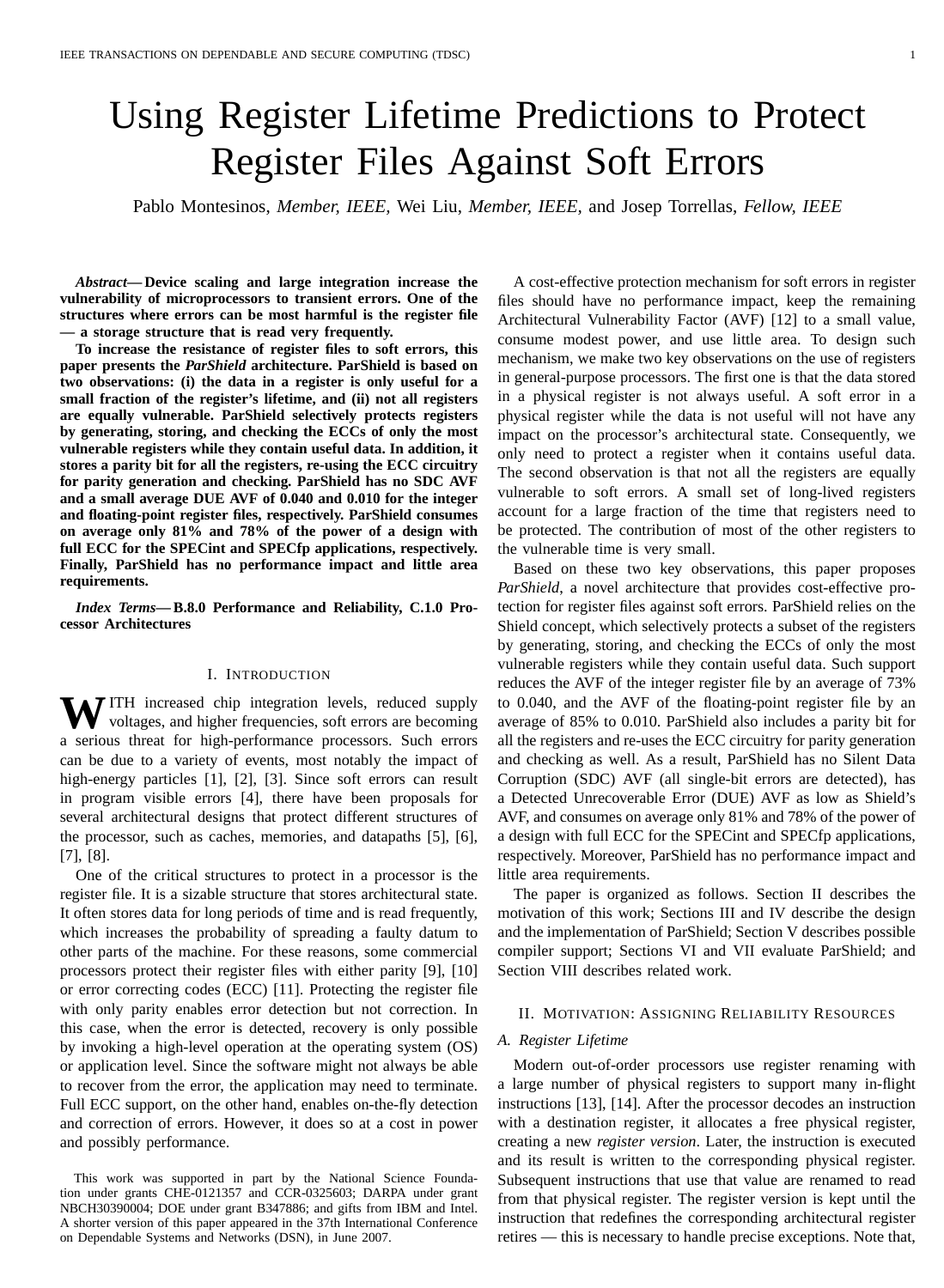# Using Register Lifetime Predictions to Protect Register Files Against Soft Errors

Pablo Montesinos, *Member, IEEE,* Wei Liu, *Member, IEEE,* and Josep Torrellas, *Fellow, IEEE*

***Abstract*— Device scaling and large integration increase the vulnerability of microprocessors to transient errors. One of the structures where errors can be most harmful is the register file — a storage structure that is read very frequently.**

**To increase the resistance of register files to soft errors, this paper presents the *ParShield* architecture. ParShield is based on two observations: (i) the data in a register is only useful for a small fraction of the register's lifetime, and (ii) not all registers are equally vulnerable. ParShield selectively protects registers by generating, storing, and checking the ECCs of only the most vulnerable registers while they contain useful data. In addition, it stores a parity bit for all the registers, re-using the ECC circuitry for parity generation and checking. ParShield has no SDC AVF and a small average DUE AVF of 0.040 and 0.010 for the integer and floating-point register files, respectively. ParShield consumes on average only 81% and 78% of the power of a design with full ECC for the SPECint and SPECfp applications, respectively. Finally, ParShield has no performance impact and little area requirements.**

***Index Terms*— B.8.0 Performance and Reliability, C.1.0 Processor Architectures**

## I. Introduction

With increased chip integration levels, reduced supply voltages, and higher frequencies, soft errors are becoming a serious threat for high-performance processors. Such errors can be due to a variety of events, most notably the impact of high-energy particles [1], [2], [3]. Since soft errors can result in program visible errors [4], there have been proposals for several architectural designs that protect different structures of the processor, such as caches, memories, and datapaths [5], [6], [7], [8].

One of the critical structures to protect in a processor is the register file. It is a sizable structure that stores architectural state. It often stores data for long periods of time and is read frequently, which increases the probability of spreading a faulty datum to other parts of the machine. For these reasons, some commercial processors protect their register files with either parity [9], [10] or error correcting codes (ECC) [11]. Protecting the register file with only parity enables error detection but not correction. In this case, when the error is detected, recovery is only possible by invoking a high-level operation at the operating system (OS) or application level. Since the software might not always be able to recover from the error, the application may need to terminate. Full ECC support, on the other hand, enables on-the-fly detection and correction of errors. However, it does so at a cost in power and possibly performance.

This work was supported in part by the National Science Foundation under grants CHE-0121357 and CCR-0325603; DARPA under grant NBCH30390004; DOE under grant B347886; and gifts from IBM and Intel. A shorter version of this paper appeared in the 37th International Conference on Dependable Systems and Networks (DSN), in June 2007.

A cost-effective protection mechanism for soft errors in register files should have no performance impact, keep the remaining Architectural Vulnerability Factor (AVF) [12] to a small value, consume modest power, and use little area. To design such mechanism, we make two key observations on the use of registers in general-purpose processors. The first one is that the data stored in a physical register is not always useful. A soft error in a physical register while the data is not useful will not have any impact on the processor's architectural state. Consequently, we only need to protect a register when it contains useful data. The second observation is that not all the registers are equally vulnerable to soft errors. A small set of long-lived registers account for a large fraction of the time that registers need to be protected. The contribution of most of the other registers to the vulnerable time is very small.

Based on these two key observations, this paper proposes *ParShield*, a novel architecture that provides cost-effective protection for register files against soft errors. ParShield relies on the Shield concept, which selectively protects a subset of the registers by generating, storing, and checking the ECCs of only the most vulnerable registers while they contain useful data. Such support reduces the AVF of the integer register file by an average of 73% to 0.040, and the AVF of the floating-point register file by an average of 85% to 0.010. ParShield also includes a parity bit for all the registers and re-uses the ECC circuitry for parity generation and checking as well. As a result, ParShield has no Silent Data Corruption (SDC) AVF (all single-bit errors are detected), has a Detected Unrecoverable Error (DUE) AVF as low as Shield's AVF, and consumes on average only 81% and 78% of the power of a design with full ECC for the SPECint and SPECfp applications, respectively. Moreover, ParShield has no performance impact and little area requirements.

The paper is organized as follows. Section II describes the motivation of this work; Sections III and IV describe the design and the implementation of ParShield; Section V describes possible compiler support; Sections VI and VII evaluate ParShield; and Section VIII describes related work.

## II. Motivation: Assigning Reliability Resources

### A. Register Lifetime

Modern out-of-order processors use register renaming with a large number of physical registers to support many in-flight instructions [13], [14]. After the processor decodes an instruction with a destination register, it allocates a free physical register, creating a new *register version*. Later, the instruction is executed and its result is written to the corresponding physical register. Subsequent instructions that use that value are renamed to read from that physical register. The register version is kept until the instruction that redefines the corresponding architectural register retires — this is necessary to handle precise exceptions. Note that,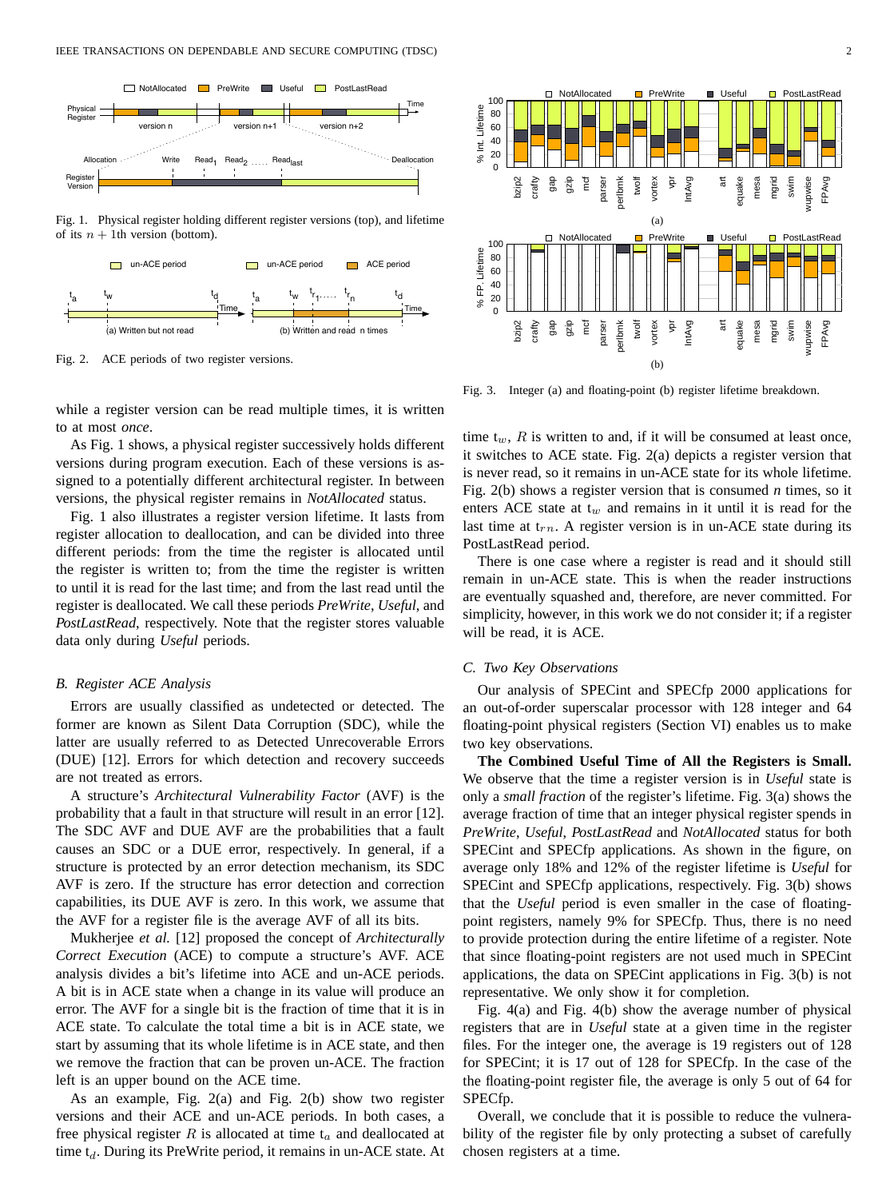Fig. 1. Physical register holding different register versions (top), and lifetime of its $n+1$th version (bottom).

Fig. 2. ACE periods of two register versions.

Fig. 3. Integer (a) and floating-point (b) register lifetime breakdown.

while a register version can be read multiple times, it is written to at most *once*.

As Fig. 1 shows, a physical register successively holds different versions during program execution. Each of these versions is assigned to a potentially different architectural register. In between versions, the physical register remains in *NotAllocated* status.

Fig. 1 also illustrates a register version lifetime. It lasts from register allocation to deallocation, and can be divided into three different periods: from the time the register is allocated until the register is written to; from the time the register is written to until it is read for the last time; and from the last read until the register is deallocated. We call these periods *PreWrite*, *Useful*, and *PostLastRead*, respectively. Note that the register stores valuable data only during *Useful* periods.

### B. Register ACE Analysis

Errors are usually classified as undetected or detected. The former are known as Silent Data Corruption (SDC), while the latter are usually referred to as Detected Unrecoverable Errors (DUE) [12]. Errors for which detection and recovery succeeds are not treated as errors.

A structure's *Architectural Vulnerability Factor* (AVF) is the probability that a fault in that structure will result in an error [12]. The SDC AVF and DUE AVF are the probabilities that a fault causes an SDC or a DUE error, respectively. In general, if a structure is protected by an error detection mechanism, its SDC AVF is zero. If the structure has error detection and correction capabilities, its DUE AVF is zero. In this work, we assume that the AVF for a register file is the average AVF of all its bits.

Mukherjee *et al.* [12] proposed the concept of *Architecturally Correct Execution* (ACE) to compute a structure's AVF. ACE analysis divides a bit's lifetime into ACE and un-ACE periods. A bit is in ACE state when a change in its value will produce an error. The AVF for a single bit is the fraction of time that it is in ACE state. To calculate the total time a bit is in ACE state, we start by assuming that its whole lifetime is in ACE state, and then we remove the fraction that can be proven un-ACE. The fraction left is an upper bound on the ACE time.

As an example, Fig. 2(a) and Fig. 2(b) show two register versions and their ACE and un-ACE periods. In both cases, a free physical register $R$ is allocated at time $t_a$ and deallocated at time $t_d$. During its PreWrite period, it remains in un-ACE state. At time $t_w$, $R$ is written to and, if it will be consumed at least once, it switches to ACE state. Fig. 2(a) depicts a register version that is never read, so it remains in un-ACE state for its whole lifetime. Fig. 2(b) shows a register version that is consumed *n* times, so it enters ACE state at $t_w$ and remains in it until it is read for the last time at $t_{rn}$. A register version is in un-ACE state during its PostLastRead period.

There is one case where a register is read and it should still remain in un-ACE state. This is when the reader instructions are eventually squashed and, therefore, are never committed. For simplicity, however, in this work we do not consider it; if a register will be read, it is ACE.

### C. Two Key Observations

Our analysis of SPECint and SPECfp 2000 applications for an out-of-order superscalar processor with 128 integer and 64 floating-point physical registers (Section VI) enables us to make two key observations.

**The Combined Useful Time of All the Registers is Small.** We observe that the time a register version is in *Useful* state is only a *small fraction* of the register's lifetime. Fig. 3(a) shows the average fraction of time that an integer physical register spends in *PreWrite*, *Useful*, *PostLastRead* and *NotAllocated* status for both SPECint and SPECfp applications. As shown in the figure, on average only 18% and 12% of the register lifetime is *Useful* for SPECint and SPECfp applications, respectively. Fig. 3(b) shows that the *Useful* period is even smaller in the case of floating-point registers, namely 9% for SPECfp. Thus, there is no need to provide protection during the entire lifetime of a register. Note that since floating-point registers are not used much in SPECint applications, the data on SPECint applications in Fig. 3(b) is not representative. We only show it for completion.

Fig. 4(a) and Fig. 4(b) show the average number of physical registers that are in *Useful* state at a given time in the register files. For the integer one, the average is 19 registers out of 128 for SPECint; it is 17 out of 128 for SPECfp. In the case of the the floating-point register file, the average is only 5 out of 64 for SPECfp.

Overall, we conclude that it is possible to reduce the vulnerability of the register file by only protecting a subset of carefully chosen registers at a time.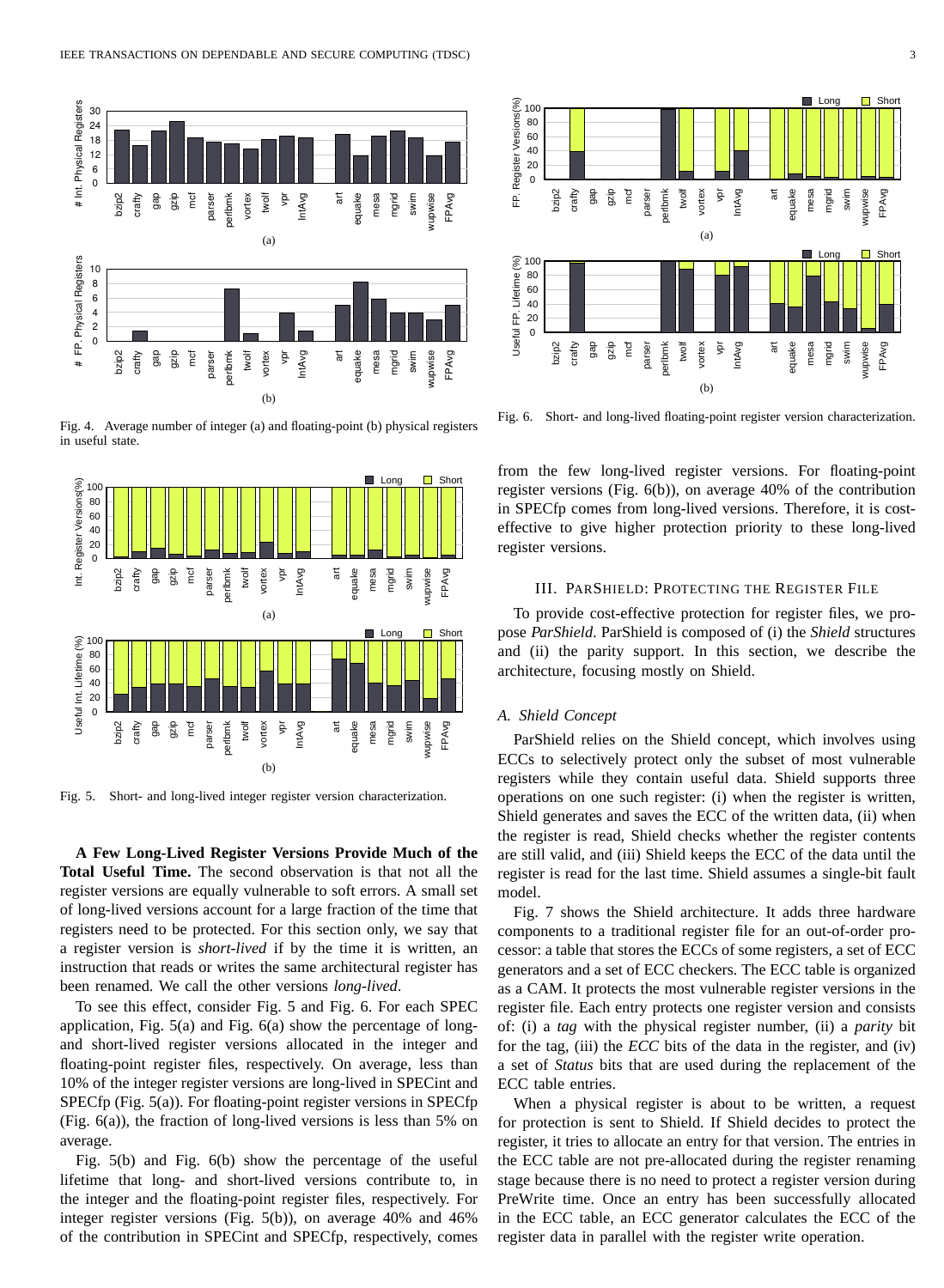Fig. 4. Average number of integer (a) and floating-point (b) physical registers in useful state.

Fig. 5. Short- and long-lived integer register version characterization.

**A Few Long-Lived Register Versions Provide Much of the Total Useful Time.** The second observation is that not all the register versions are equally vulnerable to soft errors. A small set of long-lived versions account for a large fraction of the time that registers need to be protected. For this section only, we say that a register version is *short-lived* if by the time it is written, an instruction that reads or writes the same architectural register has been renamed. We call the other versions *long-lived*.

To see this effect, consider Fig. 5 and Fig. 6. For each SPEC application, Fig. 5(a) and Fig. 6(a) show the percentage of long- and short-lived register versions allocated in the integer and floating-point register files, respectively. On average, less than 10% of the integer register versions are long-lived in SPECint and SPECfp (Fig. 5(a)). For floating-point register versions in SPECfp (Fig. 6(a)), the fraction of long-lived versions is less than 5% on average.

Fig. 5(b) and Fig. 6(b) show the percentage of the useful lifetime that long- and short-lived versions contribute to, in the integer and the floating-point register files, respectively. For integer register versions (Fig. 5(b)), on average 40% and 46% of the contribution in SPECint and SPECfp, respectively, comes from the few long-lived register versions. For floating-point register versions (Fig. 6(b)), on average 40% of the contribution in SPECfp comes from long-lived versions. Therefore, it is cost-effective to give higher protection priority to these long-lived register versions.

Fig. 6. Short- and long-lived floating-point register version characterization.

## III. ParShield: Protecting the Register File

To provide cost-effective protection for register files, we propose *ParShield*. ParShield is composed of (i) the *Shield* structures and (ii) the parity support. In this section, we describe the architecture, focusing mostly on Shield.

### A. Shield Concept

ParShield relies on the Shield concept, which involves using ECCs to selectively protect only the subset of most vulnerable registers while they contain useful data. Shield supports three operations on one such register: (i) when the register is written, Shield generates and saves the ECC of the written data, (ii) when the register is read, Shield checks whether the register contents are still valid, and (iii) Shield keeps the ECC of the data until the register is read for the last time. Shield assumes a single-bit fault model.

Fig. 7 shows the Shield architecture. It adds three hardware components to a traditional register file for an out-of-order processor: a table that stores the ECCs of some registers, a set of ECC generators and a set of ECC checkers. The ECC table is organized as a CAM. It protects the most vulnerable register versions in the register file. Each entry protects one register version and consists of: (i) a *tag* with the physical register number, (ii) a *parity* bit for the tag, (iii) the *ECC* bits of the data in the register, and (iv) a set of *Status* bits that are used during the replacement of the ECC table entries.

When a physical register is about to be written, a request for protection is sent to Shield. If Shield decides to protect the register, it tries to allocate an entry for that version. The entries in the ECC table are not pre-allocated during the register renaming stage because there is no need to protect a register version during PreWrite time. Once an entry has been successfully allocated in the ECC table, an ECC generator calculates the ECC of the register data in parallel with the register write operation.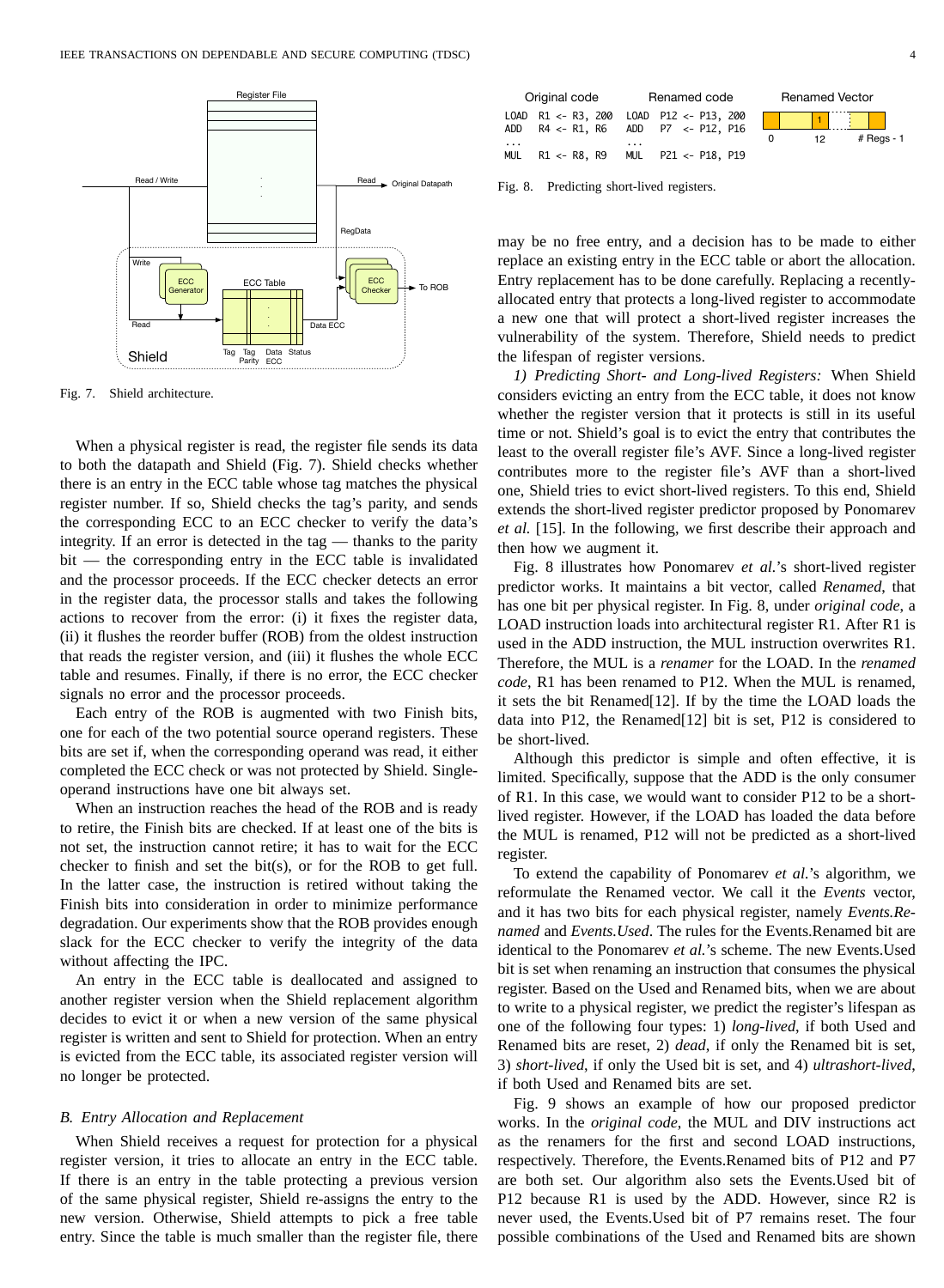Fig. 7. Shield architecture.

When a physical register is read, the register file sends its data to both the datapath and Shield (Fig. 7). Shield checks whether there is an entry in the ECC table whose tag matches the physical register number. If so, Shield checks the tag's parity, and sends the corresponding ECC to an ECC checker to verify the data's integrity. If an error is detected in the tag — thanks to the parity bit — the corresponding entry in the ECC table is invalidated and the processor proceeds. If the ECC checker detects an error in the register data, the processor stalls and takes the following actions to recover from the error: (i) it fixes the register data, (ii) it flushes the reorder buffer (ROB) from the oldest instruction that reads the register version, and (iii) it flushes the whole ECC table and resumes. Finally, if there is no error, the ECC checker signals no error and the processor proceeds.

Each entry of the ROB is augmented with two Finish bits, one for each of the two potential source operand registers. These bits are set if, when the corresponding operand was read, it either completed the ECC check or was not protected by Shield. Single-operand instructions have one bit always set.

When an instruction reaches the head of the ROB and is ready to retire, the Finish bits are checked. If at least one of the bits is not set, the instruction cannot retire; it has to wait for the ECC checker to finish and set the bit(s), or for the ROB to get full. In the latter case, the instruction is retired without taking the Finish bits into consideration in order to minimize performance degradation. Our experiments show that the ROB provides enough slack for the ECC checker to verify the integrity of the data without affecting the IPC.

An entry in the ECC table is deallocated and assigned to another register version when the Shield replacement algorithm decides to evict it or when a new version of the same physical register is written and sent to Shield for protection. When an entry is evicted from the ECC table, its associated register version will no longer be protected.

### B. Entry Allocation and Replacement

When Shield receives a request for protection for a physical register version, it tries to allocate an entry in the ECC table. If there is an entry in the table protecting a previous version of the same physical register, Shield re-assigns the entry to the new version. Otherwise, Shield attempts to pick a free table entry. Since the table is much smaller than the register file, there may be no free entry, and a decision has to be made to either replace an existing entry in the ECC table or abort the allocation. Entry replacement has to be done carefully. Replacing a recently-allocated entry that protects a long-lived register to accommodate a new one that will protect a short-lived register increases the vulnerability of the system. Therefore, Shield needs to predict the lifespan of register versions.

Fig. 8. Predicting short-lived registers.

*1) Predicting Short- and Long-lived Registers:* When Shield considers evicting an entry from the ECC table, it does not know whether the register version that it protects is still in its useful time or not. Shield's goal is to evict the entry that contributes the least to the overall register file's AVF. Since a long-lived register contributes more to the register file's AVF than a short-lived one, Shield tries to evict short-lived registers. To this end, Shield extends the short-lived register predictor proposed by Ponomarev *et al.* [15]. In the following, we first describe their approach and then how we augment it.

Fig. 8 illustrates how Ponomarev *et al.*'s short-lived register predictor works. It maintains a bit vector, called *Renamed*, that has one bit per physical register. In Fig. 8, under *original code*, a LOAD instruction loads into architectural register R1. After R1 is used in the ADD instruction, the MUL instruction overwrites R1. Therefore, the MUL is a *renamer* for the LOAD. In the *renamed code*, R1 has been renamed to P12. When the MUL is renamed, it sets the bit Renamed[12]. If by the time the LOAD loads the data into P12, the Renamed[12] bit is set, P12 is considered to be short-lived.

Although this predictor is simple and often effective, it is limited. Specifically, suppose that the ADD is the only consumer of R1. In this case, we would want to consider P12 to be a short-lived register. However, if the LOAD has loaded the data before the MUL is renamed, P12 will not be predicted as a short-lived register.

To extend the capability of Ponomarev *et al.*'s algorithm, we reformulate the Renamed vector. We call it the *Events* vector, and it has two bits for each physical register, namely *Events.Renamed* and *Events.Used*. The rules for the Events.Renamed bit are identical to the Ponomarev *et al.*'s scheme. The new Events.Used bit is set when renaming an instruction that consumes the physical register. Based on the Used and Renamed bits, when we are about to write to a physical register, we predict the register's lifespan as one of the following four types: 1) *long-lived*, if both Used and Renamed bits are reset, 2) *dead*, if only the Renamed bit is set, 3) *short-lived*, if only the Used bit is set, and 4) *ultrashort-lived*, if both Used and Renamed bits are set.

Fig. 9 shows an example of how our proposed predictor works. In the *original code*, the MUL and DIV instructions act as the renamers for the first and second LOAD instructions, respectively. Therefore, the Events.Renamed bits of P12 and P7 are both set. Our algorithm also sets the Events.Used bit of P12 because R1 is used by the ADD. However, since R2 is never used, the Events.Used bit of P7 remains reset. The four possible combinations of the Used and Renamed bits are shown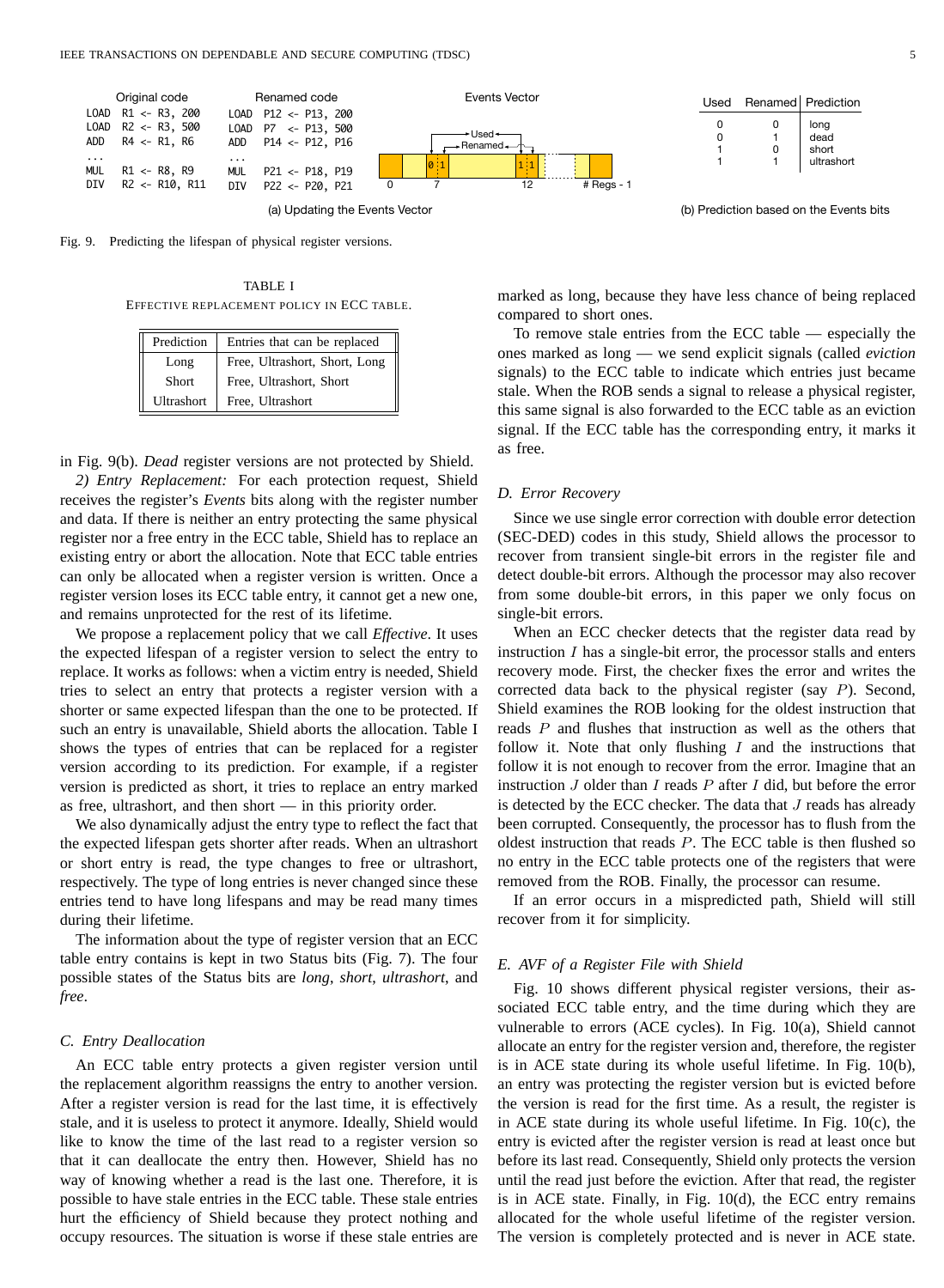Original code

```
LOAD R1 <- R3, 200
LOAD R2 <- R3, 500
ADD  R4 <- R1, R6
...
MUL  R1 <- R8, R9
DIV  R2 <- R10, R11
```

Renamed code

```
LOAD P12 <- P13, 200
LOAD P7  <- P13, 500
ADD  P14 <- P12, P16
...
MUL  P21 <- P18, P19
DIV  P22 <- P20, P21
```

(a) Updating the Events Vector

| Used | Renamed | Prediction |
|---|---|---|
| 0 | 0 | long |
| 0 | 1 | dead |
| 1 | 0 | short |
| 1 | 1 | ultrashort |

(b) Prediction based on the Events bits

Fig. 9. Predicting the lifespan of physical register versions.

TABLE I
EFFECTIVE REPLACEMENT POLICY IN ECC TABLE.

| Prediction | Entries that can be replaced |
|---|---|
| Long | Free, Ultrashort, Short, Long |
| Short | Free, Ultrashort, Short |
| Ultrashort | Free, Ultrashort |

in Fig. 9(b). *Dead* register versions are not protected by Shield.

*2) Entry Replacement:* For each protection request, Shield receives the register's *Events* bits along with the register number and data. If there is neither an entry protecting the same physical register nor a free entry in the ECC table, Shield has to replace an existing entry or abort the allocation. Note that ECC table entries can only be allocated when a register version is written. Once a register version loses its ECC table entry, it cannot get a new one, and remains unprotected for the rest of its lifetime.

We propose a replacement policy that we call *Effective*. It uses the expected lifespan of a register version to select the entry to replace. It works as follows: when a victim entry is needed, Shield tries to select an entry that protects a register version with a shorter or same expected lifespan than the one to be protected. If such an entry is unavailable, Shield aborts the allocation. Table I shows the types of entries that can be replaced for a register version according to its prediction. For example, if a register version is predicted as short, it tries to replace an entry marked as free, ultrashort, and then short — in this priority order.

We also dynamically adjust the entry type to reflect the fact that the expected lifespan gets shorter after reads. When an ultrashort or short entry is read, the type changes to free or ultrashort, respectively. The type of long entries is never changed since these entries tend to have long lifespans and may be read many times during their lifetime.

The information about the type of register version that an ECC table entry contains is kept in two Status bits (Fig. 7). The four possible states of the Status bits are *long*, *short*, *ultrashort*, and *free*.

### C. Entry Deallocation

An ECC table entry protects a given register version until the replacement algorithm reassigns the entry to another version. After a register version is read for the last time, it is effectively stale, and it is useless to protect it anymore. Ideally, Shield would like to know the time of the last read to a register version so that it can deallocate the entry then. However, Shield has no way of knowing whether a read is the last one. Therefore, it is possible to have stale entries in the ECC table. These stale entries hurt the efficiency of Shield because they protect nothing and occupy resources. The situation is worse if these stale entries are marked as long, because they have less chance of being replaced compared to short ones.

To remove stale entries from the ECC table — especially the ones marked as long — we send explicit signals (called *eviction* signals) to the ECC table to indicate which entries just became stale. When the ROB sends a signal to release a physical register, this same signal is also forwarded to the ECC table as an eviction signal. If the ECC table has the corresponding entry, it marks it as free.

### D. Error Recovery

Since we use single error correction with double error detection (SEC-DED) codes in this study, Shield allows the processor to recover from transient single-bit errors in the register file and detect double-bit errors. Although the processor may also recover from some double-bit errors, in this paper we only focus on single-bit errors.

When an ECC checker detects that the register data read by instruction $I$ has a single-bit error, the processor stalls and enters recovery mode. First, the checker fixes the error and writes the corrected data back to the physical register (say $P$). Second, Shield examines the ROB looking for the oldest instruction that reads $P$ and flushes that instruction as well as the others that follow it. Note that only flushing $I$ and the instructions that follow it is not enough to recover from the error. Imagine that an instruction $J$ older than $I$ reads $P$ after $I$ did, but before the error is detected by the ECC checker. The data that $J$ reads has already been corrupted. Consequently, the processor has to flush from the oldest instruction that reads $P$. The ECC table is then flushed so no entry in the ECC table protects one of the registers that were removed from the ROB. Finally, the processor can resume.

If an error occurs in a mispredicted path, Shield will still recover from it for simplicity.

### E. AVF of a Register File with Shield

Fig. 10 shows different physical register versions, their associated ECC table entry, and the time during which they are vulnerable to errors (ACE cycles). In Fig. 10(a), Shield cannot allocate an entry for the register version and, therefore, the register is in ACE state during its whole useful lifetime. In Fig. 10(b), an entry was protecting the register version but is evicted before the version is read for the first time. As a result, the register is in ACE state during its whole useful lifetime. In Fig. 10(c), the entry is evicted after the register version is read at least once but before its last read. Consequently, Shield only protects the version until the read just before the eviction. After that read, the register is in ACE state. Finally, in Fig. 10(d), the ECC entry remains allocated for the whole useful lifetime of the register version. The version is completely protected and is never in ACE state.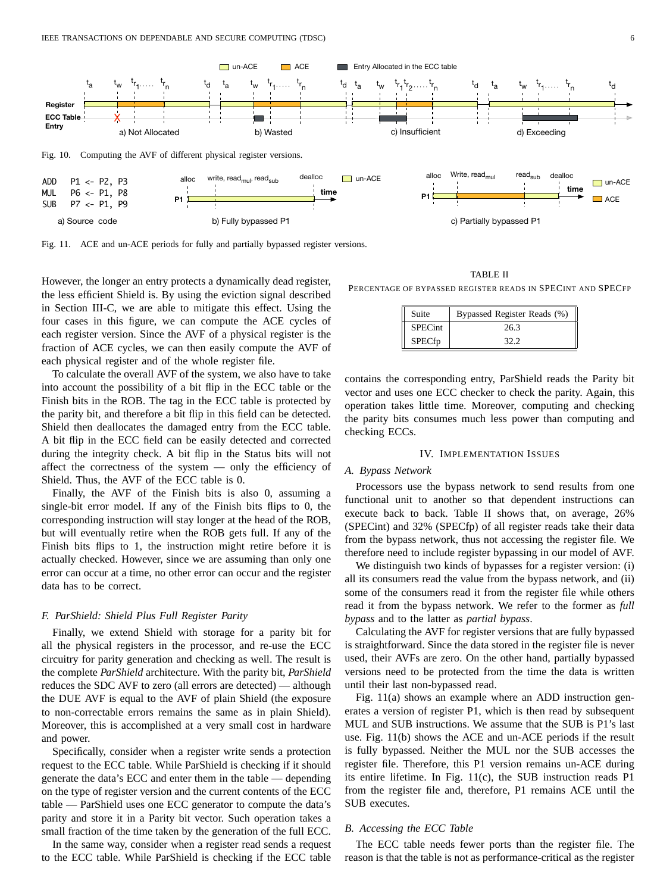Fig. 10. Computing the AVF of different physical register versions.

```
ADD   P1 <- P2, P3
MUL   P6 <- P1, P8
SUB   P7 <- P1, P9
```

Fig. 11. ACE and un-ACE periods for fully and partially bypassed register versions.

However, the longer an entry protects a dynamically dead register, the less efficient Shield is. By using the eviction signal described in Section III-C, we are able to mitigate this effect. Using the four cases in this figure, we can compute the ACE cycles of each register version. Since the AVF of a physical register is the fraction of ACE cycles, we can then easily compute the AVF of each physical register and of the whole register file.

To calculate the overall AVF of the system, we also have to take into account the possibility of a bit flip in the ECC table or the Finish bits in the ROB. The tag in the ECC table is protected by the parity bit, and therefore a bit flip in this field can be detected. Shield then deallocates the damaged entry from the ECC table. A bit flip in the ECC field can be easily detected and corrected during the integrity check. A bit flip in the Status bits will not affect the correctness of the system — only the efficiency of Shield. Thus, the AVF of the ECC table is 0.

Finally, the AVF of the Finish bits is also 0, assuming a single-bit error model. If any of the Finish bits flips to 0, the corresponding instruction will stay longer at the head of the ROB, but will eventually retire when the ROB gets full. If any of the Finish bits flips to 1, the instruction might retire before it is actually checked. However, since we are assuming than only one error can occur at a time, no other error can occur and the register data has to be correct.

### F. ParShield: Shield Plus Full Register Parity

Finally, we extend Shield with storage for a parity bit for all the physical registers in the processor, and re-use the ECC circuitry for parity generation and checking as well. The result is the complete *ParShield* architecture. With the parity bit, *ParShield* reduces the SDC AVF to zero (all errors are detected) — although the DUE AVF is equal to the AVF of plain Shield (the exposure to non-correctable errors remains the same as in plain Shield). Moreover, this is accomplished at a very small cost in hardware and power.

Specifically, consider when a register write sends a protection request to the ECC table. While ParShield is checking if it should generate the data's ECC and enter them in the table — depending on the type of register version and the current contents of the ECC table — ParShield uses one ECC generator to compute the data's parity and store it in a Parity bit vector. Such operation takes a small fraction of the time taken by the generation of the full ECC.

In the same way, consider when a register read sends a request to the ECC table. While ParShield is checking if the ECC table contains the corresponding entry, ParShield reads the Parity bit vector and uses one ECC checker to check the parity. Again, this operation takes little time. Moreover, computing and checking the parity bits consumes much less power than computing and checking ECCs.

TABLE II
PERCENTAGE OF BYPASSED REGISTER READS IN SPECINT AND SPECFP

| Suite | Bypassed Register Reads (%) |
|---|---|
| SPECint | 26.3 |
| SPECfp | 32.2 |

## IV. Implementation Issues

### A. Bypass Network

Processors use the bypass network to send results from one functional unit to another so that dependent instructions can execute back to back. Table II shows that, on average, 26% (SPECint) and 32% (SPECfp) of all register reads take their data from the bypass network, thus not accessing the register file. We therefore need to include register bypassing in our model of AVF.

We distinguish two kinds of bypasses for a register version: (i) all its consumers read the value from the bypass network, and (ii) some of the consumers read it from the register file while others read it from the bypass network. We refer to the former as *full bypass* and to the latter as *partial bypass*.

Calculating the AVF for register versions that are fully bypassed is straightforward. Since the data stored in the register file is never used, their AVFs are zero. On the other hand, partially bypassed versions need to be protected from the time the data is written until their last non-bypassed read.

Fig. 11(a) shows an example where an ADD instruction generates a version of register P1, which is then read by subsequent MUL and SUB instructions. We assume that the SUB is P1's last use. Fig. 11(b) shows the ACE and un-ACE periods if the result is fully bypassed. Neither the MUL nor the SUB accesses the register file. Therefore, this P1 version remains un-ACE during its entire lifetime. In Fig. 11(c), the SUB instruction reads P1 from the register file and, therefore, P1 remains ACE until the SUB executes.

### B. Accessing the ECC Table

The ECC table needs fewer ports than the register file. The reason is that the table is not as performance-critical as the register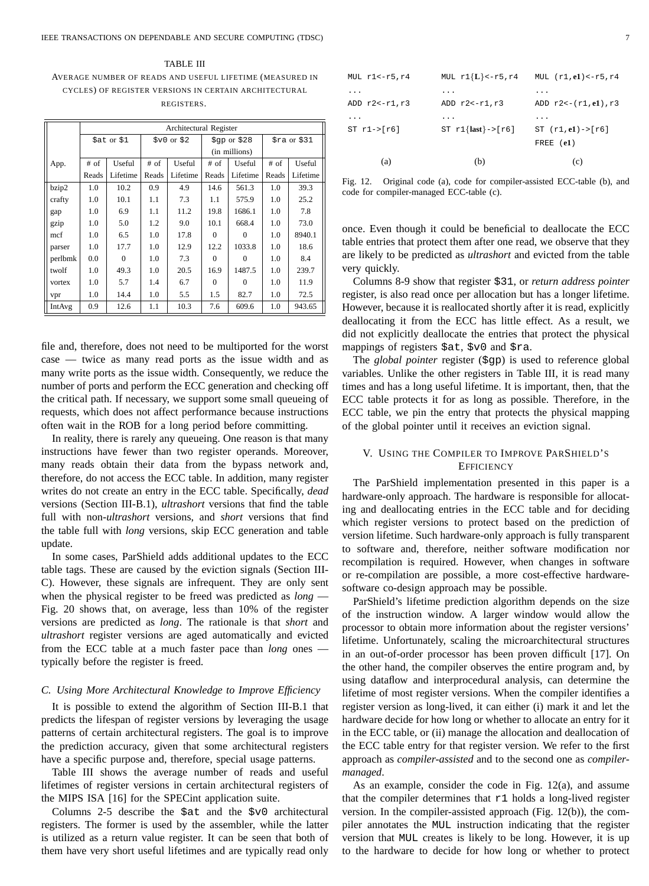TABLE III

AVERAGE NUMBER OF READS AND USEFUL LIFETIME (MEASURED IN CYCLES) OF REGISTER VERSIONS IN CERTAIN ARCHITECTURAL REGISTERS.

| App. | Architectural Register | | | | | | | |
|---|---|---|---|---|---|---|---|---|
| | `$at` or `$1` | | `$v0` or `$2` | | `$gp` or `$28` (in millions) | | `$ra` or `$31` | |
| | # of Reads | Useful Lifetime | # of Reads | Useful Lifetime | # of Reads | Useful Lifetime | # of Reads | Useful Lifetime |
| bzip2 | 1.0 | 10.2 | 0.9 | 4.9 | 14.6 | 561.3 | 1.0 | 39.3 |
| crafty | 1.0 | 10.1 | 1.1 | 7.3 | 1.1 | 575.9 | 1.0 | 25.2 |
| gap | 1.0 | 6.9 | 1.1 | 11.2 | 19.8 | 1686.1 | 1.0 | 7.8 |
| gzip | 1.0 | 5.0 | 1.2 | 9.0 | 10.1 | 668.4 | 1.0 | 73.0 |
| mcf | 1.0 | 6.5 | 1.0 | 17.8 | 0 | 0 | 1.0 | 8940.1 |
| parser | 1.0 | 17.7 | 1.0 | 12.9 | 12.2 | 1033.8 | 1.0 | 18.6 |
| perlbmk | 0.0 | 0 | 1.0 | 7.3 | 0 | 0 | 1.0 | 8.4 |
| twolf | 1.0 | 49.3 | 1.0 | 20.5 | 16.9 | 1487.5 | 1.0 | 239.7 |
| vortex | 1.0 | 5.7 | 1.4 | 6.7 | 0 | 0 | 1.0 | 11.9 |
| vpr | 1.0 | 14.4 | 1.0 | 5.5 | 1.5 | 82.7 | 1.0 | 72.5 |
| IntAvg | 0.9 | 12.6 | 1.1 | 10.3 | 7.6 | 609.6 | 1.0 | 943.65 |

file and, therefore, does not need to be multiported for the worst case — twice as many read ports as the issue width and as many write ports as the issue width. Consequently, we reduce the number of ports and perform the ECC generation and checking off the critical path. If necessary, we support some small queueing of requests, which does not affect performance because instructions often wait in the ROB for a long period before committing.

In reality, there is rarely any queueing. One reason is that many instructions have fewer than two register operands. Moreover, many reads obtain their data from the bypass network and, therefore, do not access the ECC table. In addition, many register writes do not create an entry in the ECC table. Specifically, *dead* versions (Section III-B.1), *ultrashort* versions that find the table full with non-*ultrashort* versions, and *short* versions that find the table full with *long* versions, skip ECC generation and table update.

In some cases, ParShield adds additional updates to the ECC table tags. These are caused by the eviction signals (Section III-C). However, these signals are infrequent. They are only sent when the physical register to be freed was predicted as *long* — Fig. 20 shows that, on average, less than 10% of the register versions are predicted as *long*. The rationale is that *short* and *ultrashort* register versions are aged automatically and evicted from the ECC table at a much faster pace than *long* ones — typically before the register is freed.

### C. Using More Architectural Knowledge to Improve Efficiency

It is possible to extend the algorithm of Section III-B.1 that predicts the lifespan of register versions by leveraging the usage patterns of certain architectural registers. The goal is to improve the prediction accuracy, given that some architectural registers have a specific purpose and, therefore, special usage patterns.

Table III shows the average number of reads and useful lifetimes of register versions in certain architectural registers of the MIPS ISA [16] for the SPECint application suite.

Columns 2-5 describe the `$at` and the `$v0` architectural registers. The former is used by the assembler, while the latter is utilized as a return value register. It can be seen that both of them have very short useful lifetimes and are typically read only once. Even though it could be beneficial to deallocate the ECC table entries that protect them after one read, we observe that they are likely to be predicted as *ultrashort* and evicted from the table very quickly.

Columns 8-9 show that register `$31`, or *return address pointer* register, is also read once per allocation but has a longer lifetime. However, because it is reallocated shortly after it is read, explicitly deallocating it from the ECC has little effect. As a result, we did not explicitly deallocate the entries that protect the physical mappings of registers `$at`, `$v0` and `$ra`.

The *global pointer* register (`$gp`) is used to reference global variables. Unlike the other registers in Table III, it is read many times and has a long useful lifetime. It is important, then, that the ECC table protects it for as long as possible. Therefore, in the ECC table, we pin the entry that protects the physical mapping of the global pointer until it receives an eviction signal.

```
(a)                 (b)                      (c)
MUL r1<-r5,r4       MUL r1{L}<-r5,r4         MUL (r1,e1)<-r5,r4
...                 ...                      ...
ADD r2<-r1,r3       ADD r2<-r1,r3            ADD r2<-(r1,e1),r3
...                 ...                      ...
ST r1->[r6]         ST r1{last}->[r6]        ST (r1,e1)->[r6]
                                             FREE (e1)
```

Fig. 12. Original code (a), code for compiler-assisted ECC-table (b), and code for compiler-managed ECC-table (c).

## V. USING THE COMPILER TO IMPROVE PARSHIELD'S EFFICIENCY

The ParShield implementation presented in this paper is a hardware-only approach. The hardware is responsible for allocating and deallocating entries in the ECC table and for deciding which register versions to protect based on the prediction of version lifetime. Such hardware-only approach is fully transparent to software and, therefore, neither software modification nor recompilation is required. However, when changes in software or re-compilation are possible, a more cost-effective hardware-software co-design approach may be possible.

ParShield's lifetime prediction algorithm depends on the size of the instruction window. A larger window would allow the processor to obtain more information about the register versions' lifetime. Unfortunately, scaling the microarchitectural structures in an out-of-order processor has been proven difficult [17]. On the other hand, the compiler observes the entire program and, by using dataflow and interprocedural analysis, can determine the lifetime of most register versions. When the compiler identifies a register version as long-lived, it can either (i) mark it and let the hardware decide for how long or whether to allocate an entry for it in the ECC table, or (ii) manage the allocation and deallocation of the ECC table entry for that register version. We refer to the first approach as *compiler-assisted* and to the second one as *compiler-managed*.

As an example, consider the code in Fig. 12(a), and assume that the compiler determines that `r1` holds a long-lived register version. In the compiler-assisted approach (Fig. 12(b)), the compiler annotates the `MUL` instruction indicating that the register version that `MUL` creates is likely to be long. However, it is up to the hardware to decide for how long or whether to protect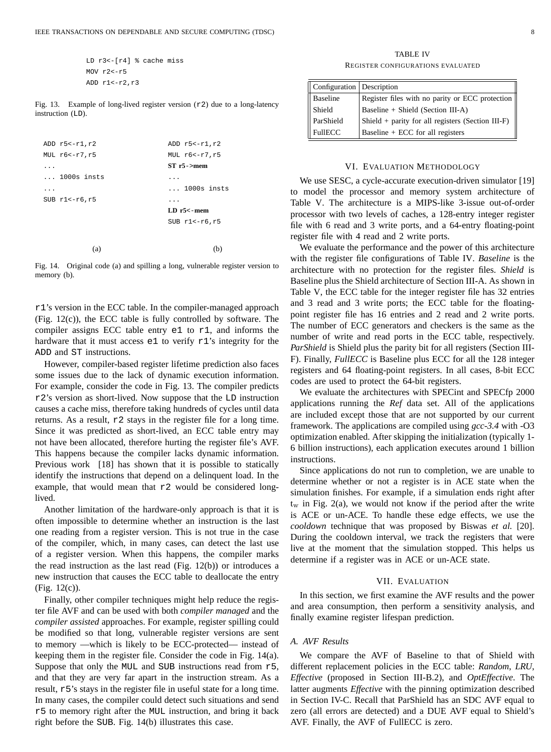```
LD r3<-[r4] % cache miss
MOV r2<-r5
ADD r1<-r2,r3
```

Fig. 13. Example of long-lived register version (r2) due to a long-latency instruction (LD).

```
ADD r5<-r1,r2              ADD r5<-r1,r2
MUL r6<-r7,r5              MUL r6<-r7,r5
...                        ST r5->mem
... 1000s insts            ...
...                        ... 1000s insts
SUB r1<-r6,r5              ...
                           LD r5<-mem
                           SUB r1<-r6,r5

         (a)                        (b)
```

Fig. 14. Original code (a) and spilling a long, vulnerable register version to memory (b).

r1's version in the ECC table. In the compiler-managed approach (Fig. 12(c)), the ECC table is fully controlled by software. The compiler assigns ECC table entry e1 to r1, and informs the hardware that it must access e1 to verify r1's integrity for the ADD and ST instructions.

However, compiler-based register lifetime prediction also faces some issues due to the lack of dynamic execution information. For example, consider the code in Fig. 13. The compiler predicts r2's version as short-lived. Now suppose that the LD instruction causes a cache miss, therefore taking hundreds of cycles until data returns. As a result, r2 stays in the register file for a long time. Since it was predicted as short-lived, an ECC table entry may not have been allocated, therefore hurting the register file's AVF. This happens because the compiler lacks dynamic information. Previous work [18] has shown that it is possible to statically identify the instructions that depend on a delinquent load. In the example, that would mean that r2 would be considered long-lived.

Another limitation of the hardware-only approach is that it is often impossible to determine whether an instruction is the last one reading from a register version. This is not true in the case of the compiler, which, in many cases, can detect the last use of a register version. When this happens, the compiler marks the read instruction as the last read (Fig. 12(b)) or introduces a new instruction that causes the ECC table to deallocate the entry (Fig. 12(c)).

Finally, other compiler techniques might help reduce the register file AVF and can be used with both *compiler managed* and the *compiler assisted* approaches. For example, register spilling could be modified so that long, vulnerable register versions are sent to memory —which is likely to be ECC-protected— instead of keeping them in the register file. Consider the code in Fig. 14(a). Suppose that only the MUL and SUB instructions read from r5, and that they are very far apart in the instruction stream. As a result, r5's stays in the register file in useful state for a long time. In many cases, the compiler could detect such situations and send r5 to memory right after the MUL instruction, and bring it back right before the SUB. Fig. 14(b) illustrates this case.

TABLE IV
REGISTER CONFIGURATIONS EVALUATED

| Configuration | Description |
|---|---|
| Baseline | Register files with no parity or ECC protection |
| Shield | Baseline + Shield (Section III-A) |
| ParShield | Shield + parity for all registers (Section III-F) |
| FullECC | Baseline + ECC for all registers |

## VI. Evaluation Methodology

We use SESC, a cycle-accurate execution-driven simulator [19] to model the processor and memory system architecture of Table V. The architecture is a MIPS-like 3-issue out-of-order processor with two levels of caches, a 128-entry integer register file with 6 read and 3 write ports, and a 64-entry floating-point register file with 4 read and 2 write ports.

We evaluate the performance and the power of this architecture with the register file configurations of Table IV. *Baseline* is the architecture with no protection for the register files. *Shield* is Baseline plus the Shield architecture of Section III-A. As shown in Table V, the ECC table for the integer register file has 32 entries and 3 read and 3 write ports; the ECC table for the floating-point register file has 16 entries and 2 read and 2 write ports. The number of ECC generators and checkers is the same as the number of write and read ports in the ECC table, respectively. *ParShield* is Shield plus the parity bit for all registers (Section III-F). Finally, *FullECC* is Baseline plus ECC for all the 128 integer registers and 64 floating-point registers. In all cases, 8-bit ECC codes are used to protect the 64-bit registers.

We evaluate the architectures with SPECint and SPECfp 2000 applications running the *Ref* data set. All of the applications are included except those that are not supported by our current framework. The applications are compiled using *gcc-3.4* with -O3 optimization enabled. After skipping the initialization (typically 1-6 billion instructions), each application executes around 1 billion instructions.

Since applications do not run to completion, we are unable to determine whether or not a register is in ACE state when the simulation finishes. For example, if a simulation ends right after $t_w$ in Fig. 2(a), we would not know if the period after the write is ACE or un-ACE. To handle these edge effects, we use the *cooldown* technique that was proposed by Biswas *et al.* [20]. During the cooldown interval, we track the registers that were live at the moment that the simulation stopped. This helps us determine if a register was in ACE or un-ACE state.

## VII. Evaluation

In this section, we first examine the AVF results and the power and area consumption, then perform a sensitivity analysis, and finally examine register lifespan prediction.

### A. AVF Results

We compare the AVF of Baseline to that of Shield with different replacement policies in the ECC table: *Random*, *LRU*, *Effective* (proposed in Section III-B.2), and *OptEffective*. The latter augments *Effective* with the pinning optimization described in Section IV-C. Recall that ParShield has an SDC AVF equal to zero (all errors are detected) and a DUE AVF equal to Shield's AVF. Finally, the AVF of FullECC is zero.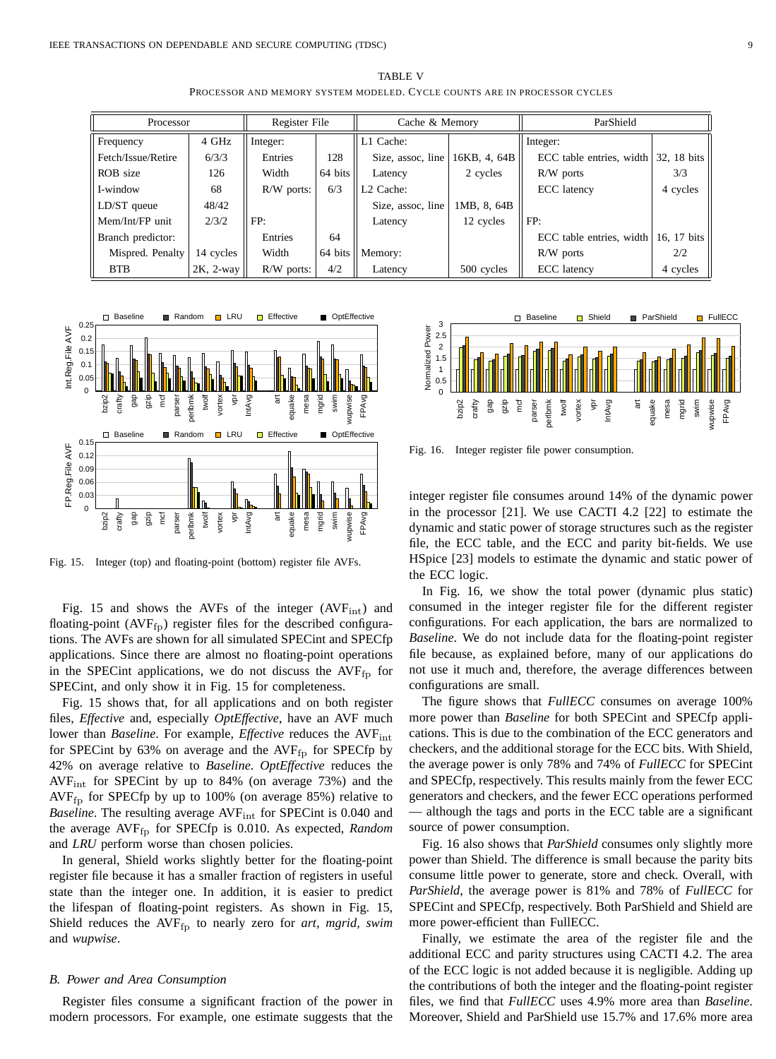TABLE V

PROCESSOR AND MEMORY SYSTEM MODELED. CYCLE COUNTS ARE IN PROCESSOR CYCLES

| Processor | | Register File | | Cache & Memory | | ParShield | |
|---|---|---|---|---|---|---|---|
| Frequency | 4 GHz | Integer: | | L1 Cache: | | Integer: | |
| Fetch/Issue/Retire | 6/3/3 | Entries | 128 | Size, assoc, line | 16KB, 4, 64B | ECC table entries, width | 32, 18 bits |
| ROB size | 126 | Width | 64 bits | Latency | 2 cycles | R/W ports | 3/3 |
| I-window | 68 | R/W ports: | 6/3 | L2 Cache: | | ECC latency | 4 cycles |
| LD/ST queue | 48/42 | | | Size, assoc, line | 1MB, 8, 64B | | |
| Mem/Int/FP unit | 2/3/2 | FP: | | Latency | 12 cycles | FP: | |
| Branch predictor: | | Entries | 64 | | | ECC table entries, width | 16, 17 bits |
| Mispred. Penalty | 14 cycles | Width | 64 bits | Memory: | | R/W ports | 2/2 |
| BTB | 2K, 2-way | R/W ports: | 4/2 | Latency | 500 cycles | ECC latency | 4 cycles |

Fig. 15. Integer (top) and floating-point (bottom) register file AVFs.

Fig. 15 and shows the AVFs of the integer ($AVF_{int}$) and floating-point ($AVF_{fp}$) register files for the described configurations. The AVFs are shown for all simulated SPECint and SPECfp applications. Since there are almost no floating-point operations in the SPECint applications, we do not discuss the $AVF_{fp}$ for SPECint, and only show it in Fig. 15 for completeness.

Fig. 15 shows that, for all applications and on both register files, *Effective* and, especially *OptEffective*, have an AVF much lower than *Baseline*. For example, *Effective* reduces the $AVF_{int}$ for SPECint by 63% on average and the $AVF_{fp}$ for SPECfp by 42% on average relative to *Baseline*. *OptEffective* reduces the $AVF_{int}$ for SPECint by up to 84% (on average 73%) and the $AVF_{fp}$ for SPECfp by up to 100% (on average 85%) relative to *Baseline*. The resulting average $AVF_{int}$ for SPECint is 0.040 and the average $AVF_{fp}$ for SPECfp is 0.010. As expected, *Random* and *LRU* perform worse than chosen policies.

In general, Shield works slightly better for the floating-point register file because it has a smaller fraction of registers in useful state than the integer one. In addition, it is easier to predict the lifespan of floating-point registers. As shown in Fig. 15, Shield reduces the $AVF_{fp}$ to nearly zero for *art*, *mgrid*, *swim* and *wupwise*.

### B. Power and Area Consumption

Register files consume a significant fraction of the power in modern processors. For example, one estimate suggests that the integer register file consumes around 14% of the dynamic power in the processor [21]. We use CACTI 4.2 [22] to estimate the dynamic and static power of storage structures such as the register file, the ECC table, and the ECC and parity bit-fields. We use HSpice [23] models to estimate the dynamic and static power of the ECC logic.

Fig. 16. Integer register file power consumption.

In Fig. 16, we show the total power (dynamic plus static) consumed in the integer register file for the different register configurations. For each application, the bars are normalized to *Baseline*. We do not include data for the floating-point register file because, as explained before, many of our applications do not use it much and, therefore, the average differences between configurations are small.

The figure shows that *FullECC* consumes on average 100% more power than *Baseline* for both SPECint and SPECfp applications. This is due to the combination of the ECC generators and checkers, and the additional storage for the ECC bits. With Shield, the average power is only 78% and 74% of *FullECC* for SPECint and SPECfp, respectively. This results mainly from the fewer ECC generators and checkers, and the fewer ECC operations performed — although the tags and ports in the ECC table are a significant source of power consumption.

Fig. 16 also shows that *ParShield* consumes only slightly more power than Shield. The difference is small because the parity bits consume little power to generate, store and check. Overall, with *ParShield*, the average power is 81% and 78% of *FullECC* for SPECint and SPECfp, respectively. Both ParShield and Shield are more power-efficient than FullECC.

Finally, we estimate the area of the register file and the additional ECC and parity structures using CACTI 4.2. The area of the ECC logic is not added because it is negligible. Adding up the contributions of both the integer and the floating-point register files, we find that *FullECC* uses 4.9% more area than *Baseline*. Moreover, Shield and ParShield use 15.7% and 17.6% more area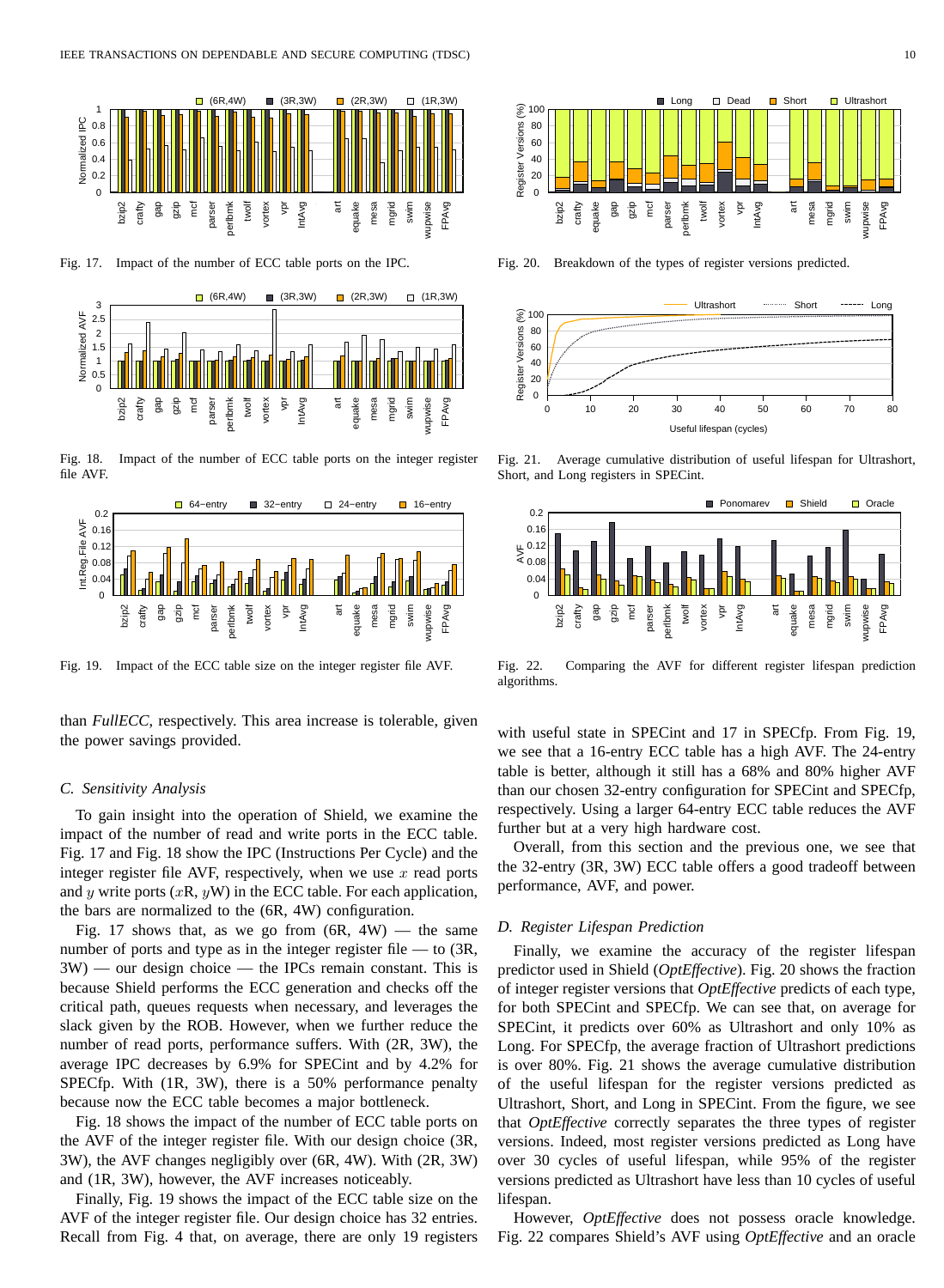Fig. 17. Impact of the number of ECC table ports on the IPC.

Fig. 18. Impact of the number of ECC table ports on the integer register file AVF.

Fig. 19. Impact of the ECC table size on the integer register file AVF.

than *FullECC*, respectively. This area increase is tolerable, given the power savings provided.

### C. Sensitivity Analysis

To gain insight into the operation of Shield, we examine the impact of the number of read and write ports in the ECC table. Fig. 17 and Fig. 18 show the IPC (Instructions Per Cycle) and the integer register file AVF, respectively, when we use $x$ read ports and $y$ write ports ($x$R, $y$W) in the ECC table. For each application, the bars are normalized to the (6R, 4W) configuration.

Fig. 17 shows that, as we go from (6R, 4W) — the same number of ports and type as in the integer register file — to (3R, 3W) — our design choice — the IPCs remain constant. This is because Shield performs the ECC generation and checks off the critical path, queues requests when necessary, and leverages the slack given by the ROB. However, when we further reduce the number of read ports, performance suffers. With (2R, 3W), the average IPC decreases by 6.9% for SPECint and by 4.2% for SPECfp. With (1R, 3W), there is a 50% performance penalty because now the ECC table becomes a major bottleneck.

Fig. 18 shows the impact of the number of ECC table ports on the AVF of the integer register file. With our design choice (3R, 3W), the AVF changes negligibly over (6R, 4W). With (2R, 3W) and (1R, 3W), however, the AVF increases noticeably.

Finally, Fig. 19 shows the impact of the ECC table size on the AVF of the integer register file. Our design choice has 32 entries. Recall from Fig. 4 that, on average, there are only 19 registers with useful state in SPECint and 17 in SPECfp. From Fig. 19, we see that a 16-entry ECC table has a high AVF. The 24-entry table is better, although it still has a 68% and 80% higher AVF than our chosen 32-entry configuration for SPECint and SPECfp, respectively. Using a larger 64-entry ECC table reduces the AVF further but at a very high hardware cost.

Overall, from this section and the previous one, we see that the 32-entry (3R, 3W) ECC table offers a good tradeoff between performance, AVF, and power.

Fig. 20. Breakdown of the types of register versions predicted.

Fig. 21. Average cumulative distribution of useful lifespan for Ultrashort, Short, and Long registers in SPECint.

Fig. 22. Comparing the AVF for different register lifespan prediction algorithms.

### D. Register Lifespan Prediction

Finally, we examine the accuracy of the register lifespan predictor used in Shield (*OptEffective*). Fig. 20 shows the fraction of integer register versions that *OptEffective* predicts of each type, for both SPECint and SPECfp. We can see that, on average for SPECint, it predicts over 60% as Ultrashort and only 10% as Long. For SPECfp, the average fraction of Ultrashort predictions is over 80%. Fig. 21 shows the average cumulative distribution of the useful lifespan for the register versions predicted as Ultrashort, Short, and Long in SPECint. From the figure, we see that *OptEffective* correctly separates the three types of register versions. Indeed, most register versions predicted as Long have over 30 cycles of useful lifespan, while 95% of the register versions predicted as Ultrashort have less than 10 cycles of useful lifespan.

However, *OptEffective* does not possess oracle knowledge. Fig. 22 compares Shield's AVF using *OptEffective* and an oracle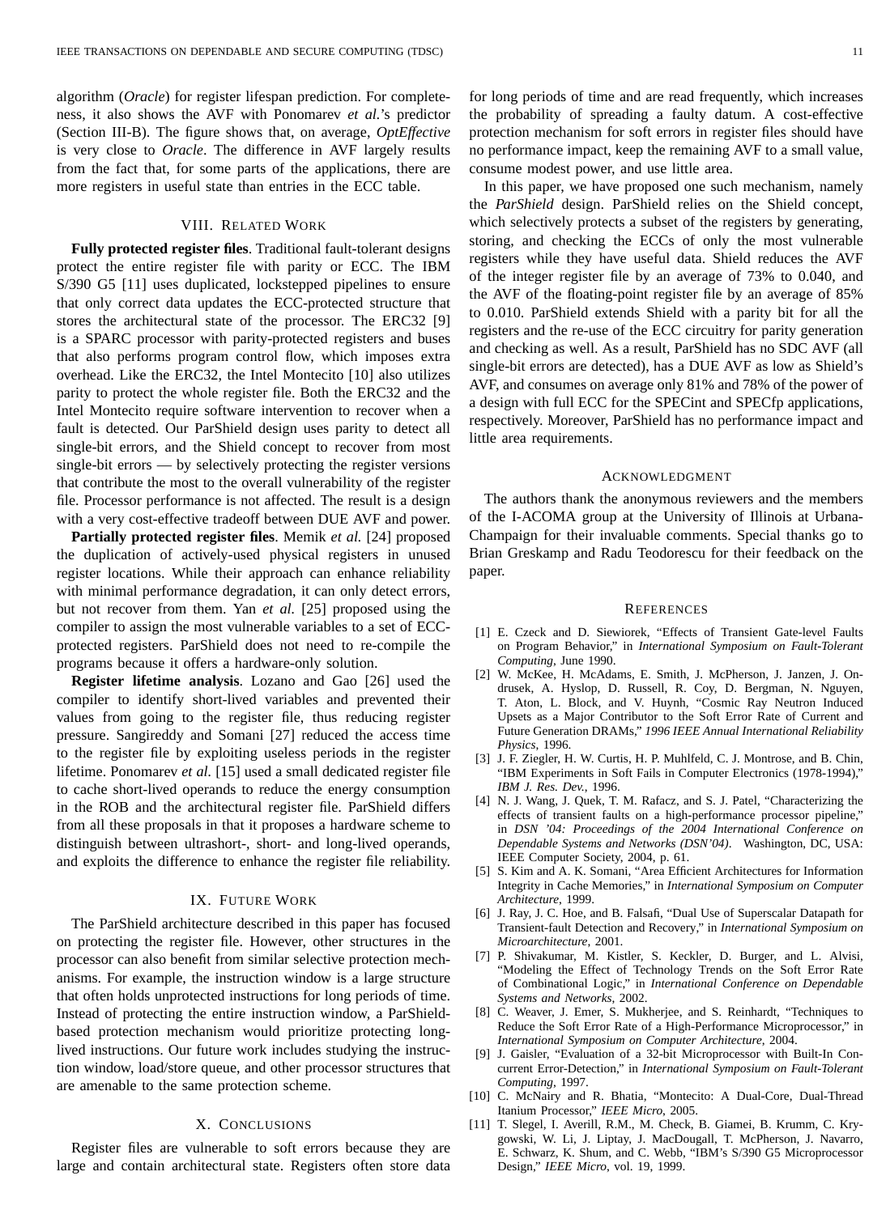algorithm (*Oracle*) for register lifespan prediction. For completeness, it also shows the AVF with Ponomarev *et al.*'s predictor (Section III-B). The figure shows that, on average, *OptEffective* is very close to *Oracle*. The difference in AVF largely results from the fact that, for some parts of the applications, there are more registers in useful state than entries in the ECC table.

## VIII. Related Work

**Fully protected register files**. Traditional fault-tolerant designs protect the entire register file with parity or ECC. The IBM S/390 G5 [11] uses duplicated, lockstepped pipelines to ensure that only correct data updates the ECC-protected structure that stores the architectural state of the processor. The ERC32 [9] is a SPARC processor with parity-protected registers and buses that also performs program control flow, which imposes extra overhead. Like the ERC32, the Intel Montecito [10] also utilizes parity to protect the whole register file. Both the ERC32 and the Intel Montecito require software intervention to recover when a fault is detected. Our ParShield design uses parity to detect all single-bit errors, and the Shield concept to recover from most single-bit errors — by selectively protecting the register versions that contribute the most to the overall vulnerability of the register file. Processor performance is not affected. The result is a design with a very cost-effective tradeoff between DUE AVF and power.

**Partially protected register files**. Memik *et al.* [24] proposed the duplication of actively-used physical registers in unused register locations. While their approach can enhance reliability with minimal performance degradation, it can only detect errors, but not recover from them. Yan *et al.* [25] proposed using the compiler to assign the most vulnerable variables to a set of ECC-protected registers. ParShield does not need to re-compile the programs because it offers a hardware-only solution.

**Register lifetime analysis**. Lozano and Gao [26] used the compiler to identify short-lived variables and prevented their values from going to the register file, thus reducing register pressure. Sangireddy and Somani [27] reduced the access time to the register file by exploiting useless periods in the register lifetime. Ponomarev *et al.* [15] used a small dedicated register file to cache short-lived operands to reduce the energy consumption in the ROB and the architectural register file. ParShield differs from all these proposals in that it proposes a hardware scheme to distinguish between ultrashort-, short- and long-lived operands, and exploits the difference to enhance the register file reliability.

## IX. Future Work

The ParShield architecture described in this paper has focused on protecting the register file. However, other structures in the processor can also benefit from similar selective protection mechanisms. For example, the instruction window is a large structure that often holds unprotected instructions for long periods of time. Instead of protecting the entire instruction window, a ParShield-based protection mechanism would prioritize protecting long-lived instructions. Our future work includes studying the instruction window, load/store queue, and other processor structures that are amenable to the same protection scheme.

## X. Conclusions

Register files are vulnerable to soft errors because they are large and contain architectural state. Registers often store data for long periods of time and are read frequently, which increases the probability of spreading a faulty datum. A cost-effective protection mechanism for soft errors in register files should have no performance impact, keep the remaining AVF to a small value, consume modest power, and use little area.

In this paper, we have proposed one such mechanism, namely the *ParShield* design. ParShield relies on the Shield concept, which selectively protects a subset of the registers by generating, storing, and checking the ECCs of only the most vulnerable registers while they have useful data. Shield reduces the AVF of the integer register file by an average of 73% to 0.040, and the AVF of the floating-point register file by an average of 85% to 0.010. ParShield extends Shield with a parity bit for all the registers and the re-use of the ECC circuitry for parity generation and checking as well. As a result, ParShield has no SDC AVF (all single-bit errors are detected), has a DUE AVF as low as Shield's AVF, and consumes on average only 81% and 78% of the power of a design with full ECC for the SPECint and SPECfp applications, respectively. Moreover, ParShield has no performance impact and little area requirements.

## Acknowledgment

The authors thank the anonymous reviewers and the members of the I-ACOMA group at the University of Illinois at Urbana-Champaign for their invaluable comments. Special thanks go to Brian Greskamp and Radu Teodorescu for their feedback on the paper.

## References

[1] E. Czeck and D. Siewiorek, "Effects of Transient Gate-level Faults on Program Behavior," in *International Symposium on Fault-Tolerant Computing*, June 1990.

[2] W. McKee, H. McAdams, E. Smith, J. McPherson, J. Janzen, J. Ondrusek, A. Hyslop, D. Russell, R. Coy, D. Bergman, N. Nguyen, T. Aton, L. Block, and V. Huynh, "Cosmic Ray Neutron Induced Upsets as a Major Contributor to the Soft Error Rate of Current and Future Generation DRAMs," *1996 IEEE Annual International Reliability Physics*, 1996.

[3] J. F. Ziegler, H. W. Curtis, H. P. Muhlfeld, C. J. Montrose, and B. Chin, "IBM Experiments in Soft Fails in Computer Electronics (1978-1994)," *IBM J. Res. Dev.*, 1996.

[4] N. J. Wang, J. Quek, T. M. Rafacz, and S. J. Patel, "Characterizing the effects of transient faults on a high-performance processor pipeline," in *DSN '04: Proceedings of the 2004 International Conference on Dependable Systems and Networks (DSN'04)*. Washington, DC, USA: IEEE Computer Society, 2004, p. 61.

[5] S. Kim and A. K. Somani, "Area Efficient Architectures for Information Integrity in Cache Memories," in *International Symposium on Computer Architecture*, 1999.

[6] J. Ray, J. C. Hoe, and B. Falsafi, "Dual Use of Superscalar Datapath for Transient-fault Detection and Recovery," in *International Symposium on Microarchitecture*, 2001.

[7] P. Shivakumar, M. Kistler, S. Keckler, D. Burger, and L. Alvisi, "Modeling the Effect of Technology Trends on the Soft Error Rate of Combinational Logic," in *International Conference on Dependable Systems and Networks*, 2002.

[8] C. Weaver, J. Emer, S. Mukherjee, and S. Reinhardt, "Techniques to Reduce the Soft Error Rate of a High-Performance Microprocessor," in *International Symposium on Computer Architecture*, 2004.

[9] J. Gaisler, "Evaluation of a 32-bit Microprocessor with Built-In Concurrent Error-Detection," in *International Symposium on Fault-Tolerant Computing*, 1997.

[10] C. McNairy and R. Bhatia, "Montecito: A Dual-Core, Dual-Thread Itanium Processor," *IEEE Micro*, 2005.

[11] T. Slegel, I. Averill, R.M., M. Check, B. Giamei, B. Krumm, C. Krygowski, W. Li, J. Liptay, J. MacDougall, T. McPherson, J. Navarro, E. Schwarz, K. Shum, and C. Webb, "IBM's S/390 G5 Microprocessor Design," *IEEE Micro*, vol. 19, 1999.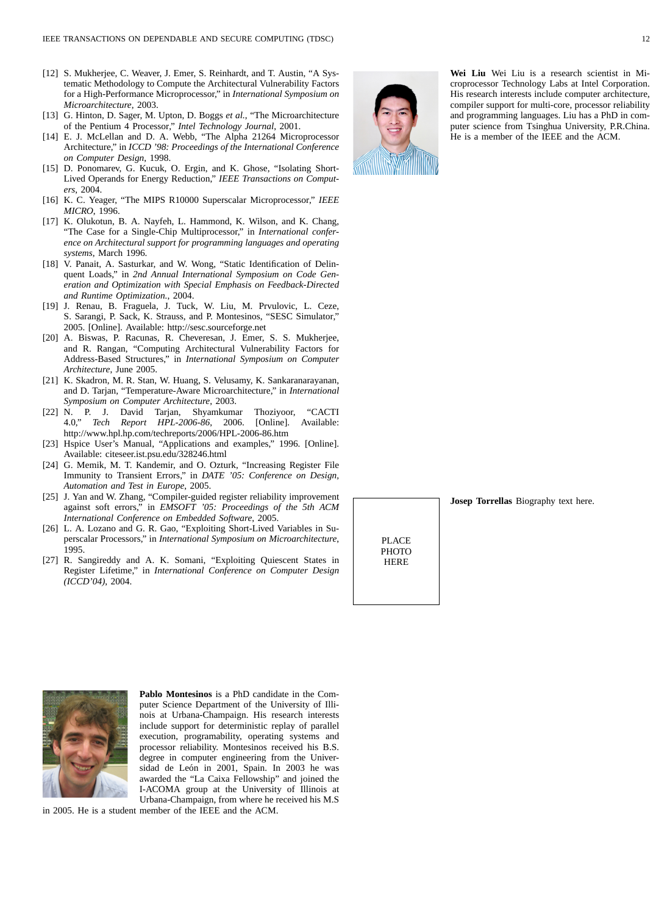[12] S. Mukherjee, C. Weaver, J. Emer, S. Reinhardt, and T. Austin, "A Systematic Methodology to Compute the Architectural Vulnerability Factors for a High-Performance Microprocessor," in *International Symposium on Microarchitecture*, 2003.

[13] G. Hinton, D. Sager, M. Upton, D. Boggs *et al.*, "The Microarchitecture of the Pentium 4 Processor," *Intel Technology Journal*, 2001.

[14] E. J. McLellan and D. A. Webb, "The Alpha 21264 Microprocessor Architecture," in *ICCD '98: Proceedings of the International Conference on Computer Design*, 1998.

[15] D. Ponomarev, G. Kucuk, O. Ergin, and K. Ghose, "Isolating Short-Lived Operands for Energy Reduction," *IEEE Transactions on Computers*, 2004.

[16] K. C. Yeager, "The MIPS R10000 Superscalar Microprocessor," *IEEE MICRO*, 1996.

[17] K. Olukotun, B. A. Nayfeh, L. Hammond, K. Wilson, and K. Chang, "The Case for a Single-Chip Multiprocessor," in *International conference on Architectural support for programming languages and operating systems*, March 1996.

[18] V. Panait, A. Sasturkar, and W. Wong, "Static Identification of Delinquent Loads," in *2nd Annual International Symposium on Code Generation and Optimization with Special Emphasis on Feedback-Directed and Runtime Optimization.*, 2004.

[19] J. Renau, B. Fraguela, J. Tuck, W. Liu, M. Prvulovic, L. Ceze, S. Sarangi, P. Sack, K. Strauss, and P. Montesinos, "SESC Simulator," 2005. [Online]. Available: http://sesc.sourceforge.net

[20] A. Biswas, P. Racunas, R. Cheveresan, J. Emer, S. S. Mukherjee, and R. Rangan, "Computing Architectural Vulnerability Factors for Address-Based Structures," in *International Symposium on Computer Architecture*, June 2005.

[21] K. Skadron, M. R. Stan, W. Huang, S. Velusamy, K. Sankaranarayanan, and D. Tarjan, "Temperature-Aware Microarchitecture," in *International Symposium on Computer Architecture*, 2003.

[22] N. P. J. David Tarjan, Shyamkumar Thoziyoor, "CACTI 4.0," *Tech Report HPL-2006-86*, 2006. [Online]. Available: http://www.hpl.hp.com/techreports/2006/HPL-2006-86.htm

[23] Hspice User's Manual, "Applications and examples," 1996. [Online]. Available: citeseer.ist.psu.edu/328246.html

[24] G. Memik, M. T. Kandemir, and O. Ozturk, "Increasing Register File Immunity to Transient Errors," in *DATE '05: Conference on Design, Automation and Test in Europe*, 2005.

[25] J. Yan and W. Zhang, "Compiler-guided register reliability improvement against soft errors," in *EMSOFT '05: Proceedings of the 5th ACM International Conference on Embedded Software*, 2005.

[26] L. A. Lozano and G. R. Gao, "Exploiting Short-Lived Variables in Superscalar Processors," in *International Symposium on Microarchitecture*, 1995.

[27] R. Sangireddy and A. K. Somani, "Exploiting Quiescent States in Register Lifetime," in *International Conference on Computer Design (ICCD'04)*, 2004.

**Pablo Montesinos** is a PhD candidate in the Computer Science Department of the University of Illinois at Urbana-Champaign. His research interests include support for deterministic replay of parallel execution, programability, operating systems and processor reliability. Montesinos received his B.S. degree in computer engineering from the Universidad de León in 2001, Spain. In 2003 he was awarded the "La Caixa Fellowship" and joined the I-ACOMA group at the University of Illinois at Urbana-Champaign, from where he received his M.S in 2005. He is a student member of the IEEE and the ACM.

**Wei Liu** Wei Liu is a research scientist in Microprocessor Technology Labs at Intel Corporation. His research interests include computer architecture, compiler support for multi-core, processor reliability and programming languages. Liu has a PhD in computer science from Tsinghua University, P.R.China. He is a member of the IEEE and the ACM.

PLACE PHOTO HERE

**Josep Torrellas** Biography text here.